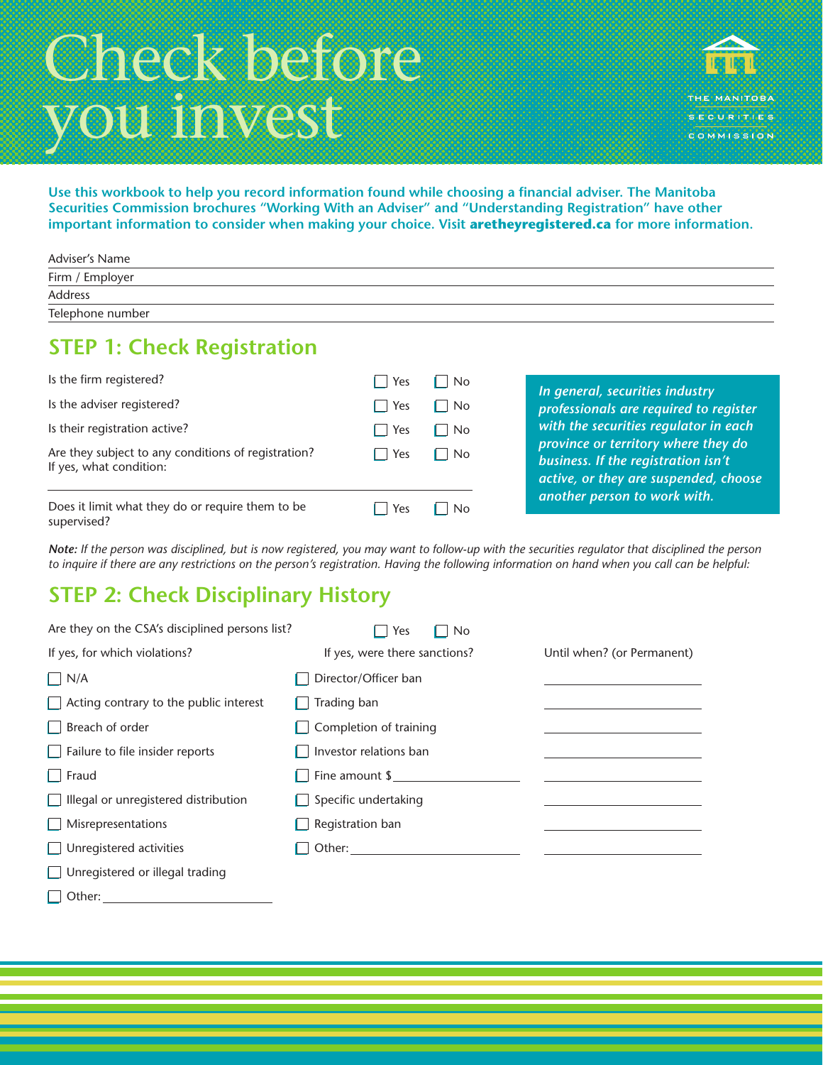# Check before you invest

THE MANITOBA SECURITIES COMMISSION

**Use this workbook to help you record information found while choosing a financial adviser. The Manitoba Securities Commission brochures "Working With an Adviser" and "Understanding Registration" have other important information to consider when making your choice. Visit aretheyregistered.ca for more information.**

Adviser's Name ______________________________

Firm / Employer ______________________________

Address ______________________________

Telephone number ______________________________

## STEP 1: Check Registration

| | | |
|---|---|---|
| Is the firm registered? | ☐ Yes | ☐ No |
| Is the adviser registered? | ☐ Yes | ☐ No |
| Is their registration active? | ☐ Yes | ☐ No |
| Are they subject to any conditions of registration? If yes, what condition: ______________________________ | ☐ Yes | ☐ No |
| Does it limit what they do or require them to be supervised? | ☐ Yes | ☐ No |

***In general, securities industry professionals are required to register with the securities regulator in each province or territory where they do business. If the registration isn't active, or they are suspended, choose another person to work with.***

***Note:*** *If the person was disciplined, but is now registered, you may want to follow-up with the securities regulator that disciplined the person to inquire if there are any restrictions on the person's registration. Having the following information on hand when you call can be helpful:*

## STEP 2: Check Disciplinary History

Are they on the CSA's disciplined persons list? ☐ Yes ☐ No

| If yes, for which violations? | If yes, were there sanctions? | Until when? (or Permanent) |
|---|---|---|
| ☐ N/A | ☐ Director/Officer ban | ____________ |
| ☐ Acting contrary to the public interest | ☐ Trading ban | ____________ |
| ☐ Breach of order | ☐ Completion of training | ____________ |
| ☐ Failure to file insider reports | ☐ Investor relations ban | ____________ |
| ☐ Fraud | ☐ Fine amount $____________ | ____________ |
| ☐ Illegal or unregistered distribution | ☐ Specific undertaking | ____________ |
| ☐ Misrepresentations | ☐ Registration ban | ____________ |
| ☐ Unregistered activities | ☐ Other: ____________ | ____________ |
| ☐ Unregistered or illegal trading | | |
| ☐ Other: ____________ | | |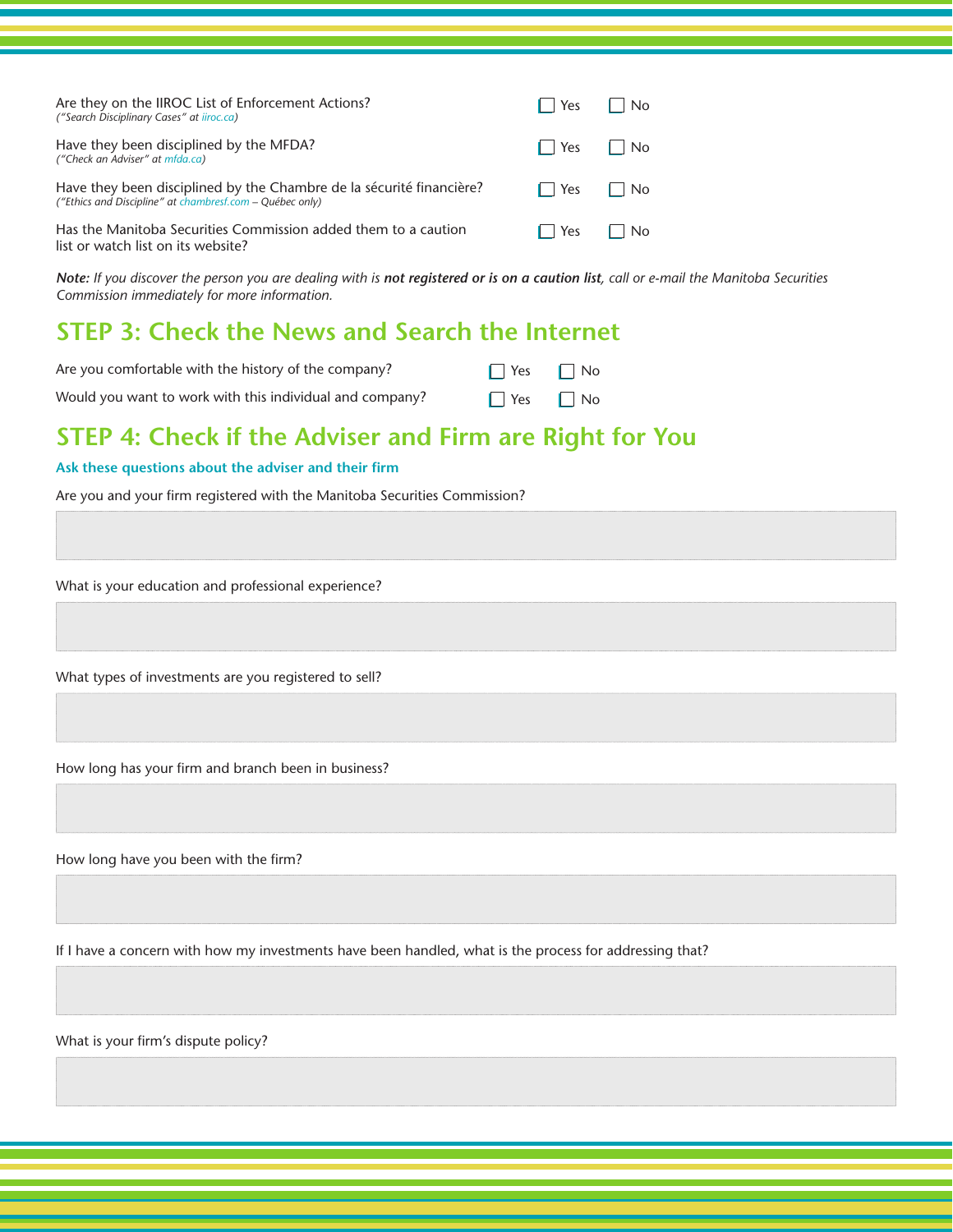Are they on the IIROC List of Enforcement Actions?
*("Search Disciplinary Cases" at iiroc.ca)*

☐ Yes ☐ No

Have they been disciplined by the MFDA?
*("Check an Adviser" at mfda.ca)*

☐ Yes ☐ No

Have they been disciplined by the Chambre de la sécurité financière?
*("Ethics and Discipline" at chambresf.com – Québec only)*

☐ Yes ☐ No

Has the Manitoba Securities Commission added them to a caution list or watch list on its website?

☐ Yes ☐ No

***Note:** If you discover the person you are dealing with is **not registered or is on a caution list**, call or e-mail the Manitoba Securities Commission immediately for more information.*

## STEP 3: Check the News and Search the Internet

Are you comfortable with the history of the company? ☐ Yes ☐ No

Would you want to work with this individual and company? ☐ Yes ☐ No

## STEP 4: Check if the Adviser and Firm are Right for You

### Ask these questions about the adviser and their firm

Are you and your firm registered with the Manitoba Securities Commission?

What is your education and professional experience?

What types of investments are you registered to sell?

How long has your firm and branch been in business?

How long have you been with the firm?

If I have a concern with how my investments have been handled, what is the process for addressing that?

What is your firm's dispute policy?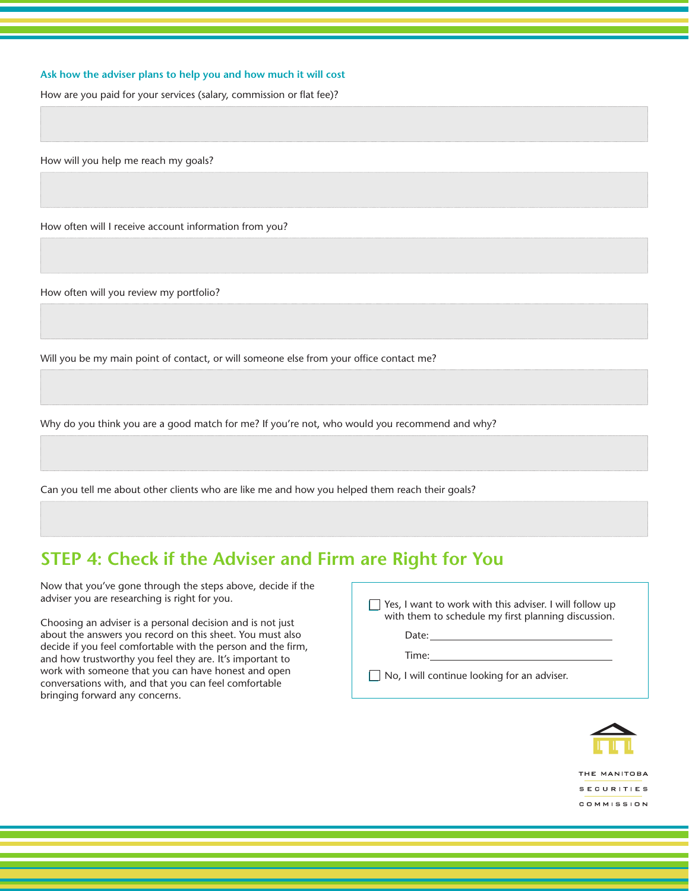### Ask how the adviser plans to help you and how much it will cost

How are you paid for your services (salary, commission or flat fee)?

How will you help me reach my goals?

How often will I receive account information from you?

How often will you review my portfolio?

Will you be my main point of contact, or will someone else from your office contact me?

Why do you think you are a good match for me? If you're not, who would you recommend and why?

Can you tell me about other clients who are like me and how you helped them reach their goals?

## STEP 4: Check if the Adviser and Firm are Right for You

Now that you've gone through the steps above, decide if the adviser you are researching is right for you.

Choosing an adviser is a personal decision and is not just about the answers you record on this sheet. You must also decide if you feel comfortable with the person and the firm, and how trustworthy you feel they are. It's important to work with someone that you can have honest and open conversations with, and that you can feel comfortable bringing forward any concerns.

- ☐ Yes, I want to work with this adviser. I will follow up with them to schedule my first planning discussion.

  Date: ____________________

  Time: ____________________

- ☐ No, I will continue looking for an adviser.

THE MANITOBA SECURITIES COMMISSION